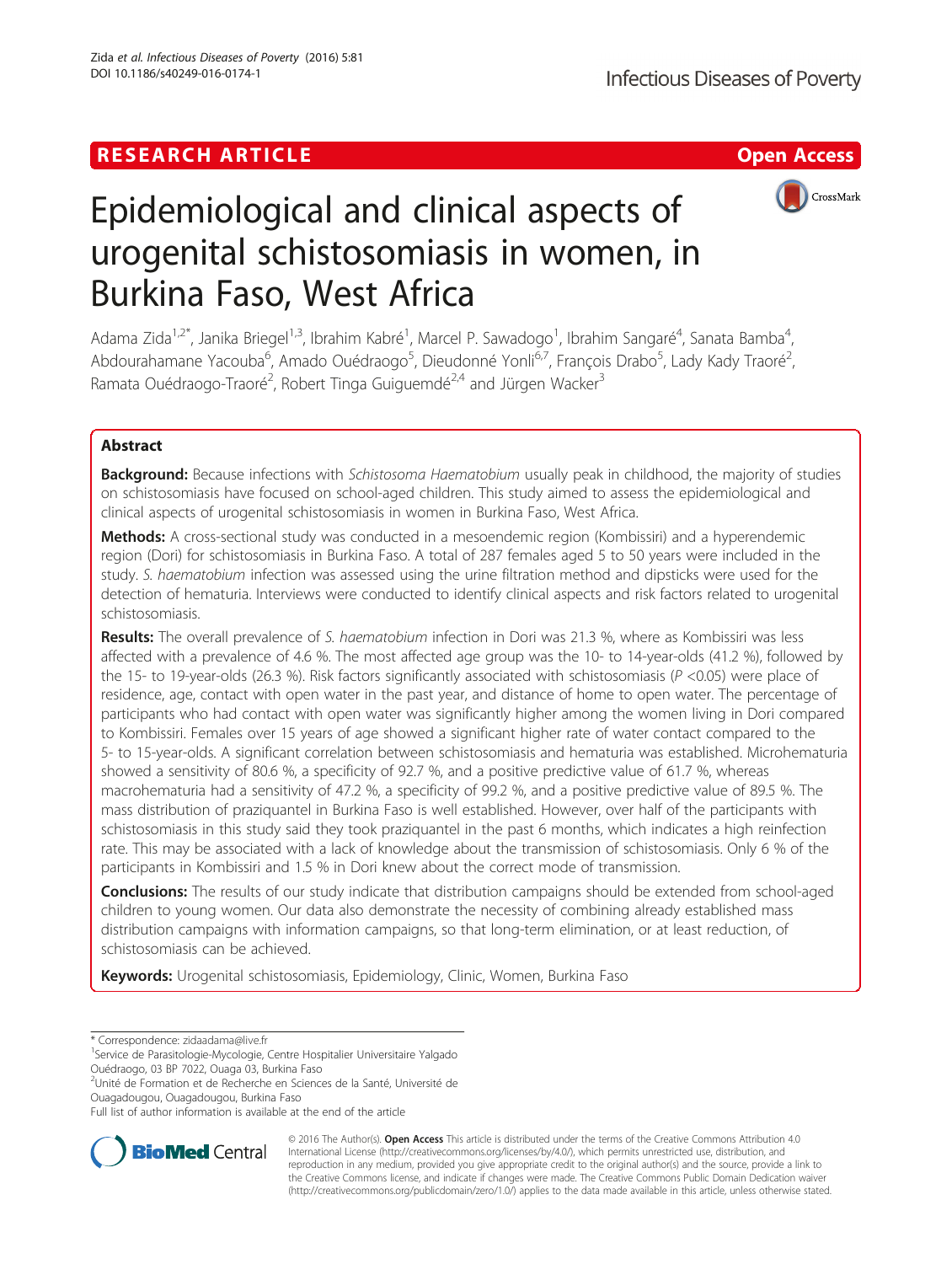RESEARCH ARTICLE

Open Access

# Epidemiological and clinical aspects of urogenital schistosomiasis in women, in Burkina Faso, West Africa

Adama Zida[1,2*], Janika Briegel[1,3], Ibrahim Kabré[1], Marcel P. Sawadogo[1], Ibrahim Sangaré[4], Sanata Bamba[4], Abdourahamane Yacouba[6], Amado Ouédraogo[5], Dieudonné Yonli[6,7], François Drabo[5], Lady Kady Traoré[2], Ramata Ouédraogo-Traoré[2], Robert Tinga Guiguemdé[2,4] and Jürgen Wacker[3]

## Abstract

**Background:** Because infections with *Schistosoma Haematobium* usually peak in childhood, the majority of studies on schistosomiasis have focused on school-aged children. This study aimed to assess the epidemiological and clinical aspects of urogenital schistosomiasis in women in Burkina Faso, West Africa.

**Methods:** A cross-sectional study was conducted in a mesoendemic region (Kombissiri) and a hyperendemic region (Dori) for schistosomiasis in Burkina Faso. A total of 287 females aged 5 to 50 years were included in the study. *S. haematobium* infection was assessed using the urine filtration method and dipsticks were used for the detection of hematuria. Interviews were conducted to identify clinical aspects and risk factors related to urogenital schistosomiasis.

**Results:** The overall prevalence of *S. haematobium* infection in Dori was 21.3 %, where as Kombissiri was less affected with a prevalence of 4.6 %. The most affected age group was the 10- to 14-year-olds (41.2 %), followed by the 15- to 19-year-olds (26.3 %). Risk factors significantly associated with schistosomiasis ($P$ <0.05) were place of residence, age, contact with open water in the past year, and distance of home to open water. The percentage of participants who had contact with open water was significantly higher among the women living in Dori compared to Kombissiri. Females over 15 years of age showed a significant higher rate of water contact compared to the 5- to 15-year-olds. A significant correlation between schistosomiasis and hematuria was established. Microhematuria showed a sensitivity of 80.6 %, a specificity of 92.7 %, and a positive predictive value of 61.7 %, whereas macrohematuria had a sensitivity of 47.2 %, a specificity of 99.2 %, and a positive predictive value of 89.5 %. The mass distribution of praziquantel in Burkina Faso is well established. However, over half of the participants with schistosomiasis in this study said they took praziquantel in the past 6 months, which indicates a high reinfection rate. This may be associated with a lack of knowledge about the transmission of schistosomiasis. Only 6 % of the participants in Kombissiri and 1.5 % in Dori knew about the correct mode of transmission.

**Conclusions:** The results of our study indicate that distribution campaigns should be extended from school-aged children to young women. Our data also demonstrate the necessity of combining already established mass distribution campaigns with information campaigns, so that long-term elimination, or at least reduction, of schistosomiasis can be achieved.

**Keywords:** Urogenital schistosomiasis, Epidemiology, Clinic, Women, Burkina Faso

\* Correspondence: zidaadama@live.fr
[1]Service de Parasitologie-Mycologie, Centre Hospitalier Universitaire Yalgado Ouédraogo, 03 BP 7022, Ouaga 03, Burkina Faso
[2]Unité de Formation et de Recherche en Sciences de la Santé, Université de Ouagadougou, Ouagadougou, Burkina Faso
Full list of author information is available at the end of the article

© 2016 The Author(s). **Open Access** This article is distributed under the terms of the Creative Commons Attribution 4.0 International License (http://creativecommons.org/licenses/by/4.0/), which permits unrestricted use, distribution, and reproduction in any medium, provided you give appropriate credit to the original author(s) and the source, provide a link to the Creative Commons license, and indicate if changes were made. The Creative Commons Public Domain Dedication waiver (http://creativecommons.org/publicdomain/zero/1.0/) applies to the data made available in this article, unless otherwise stated.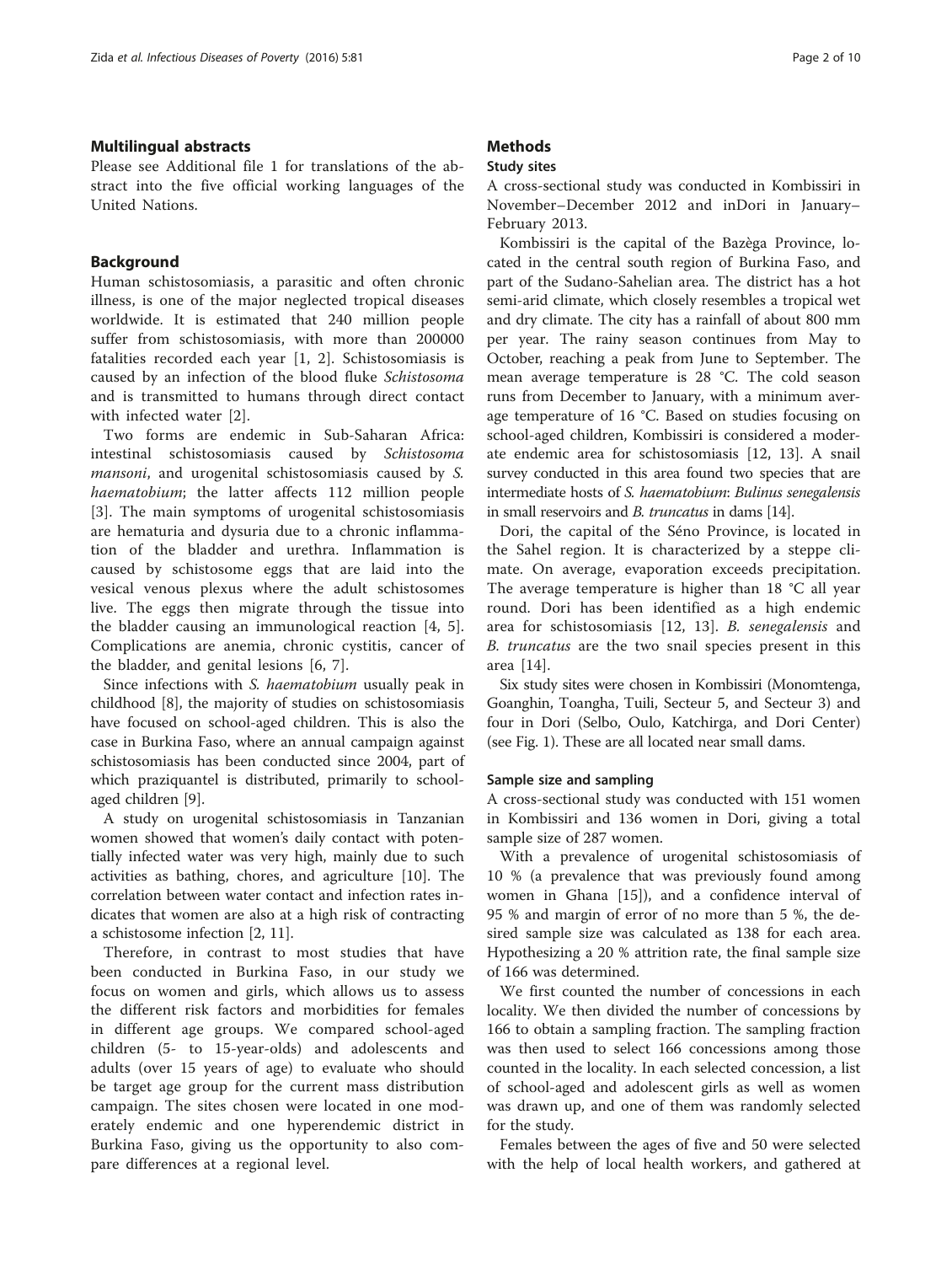## Multilingual abstracts

Please see Additional file 1 for translations of the abstract into the five official working languages of the United Nations.

## Background

Human schistosomiasis, a parasitic and often chronic illness, is one of the major neglected tropical diseases worldwide. It is estimated that 240 million people suffer from schistosomiasis, with more than 200000 fatalities recorded each year [1, 2]. Schistosomiasis is caused by an infection of the blood fluke *Schistosoma* and is transmitted to humans through direct contact with infected water [2].

Two forms are endemic in Sub-Saharan Africa: intestinal schistosomiasis caused by *Schistosoma mansoni*, and urogenital schistosomiasis caused by *S. haematobium*; the latter affects 112 million people [3]. The main symptoms of urogenital schistosomiasis are hematuria and dysuria due to a chronic inflammation of the bladder and urethra. Inflammation is caused by schistosome eggs that are laid into the vesical venous plexus where the adult schistosomes live. The eggs then migrate through the tissue into the bladder causing an immunological reaction [4, 5]. Complications are anemia, chronic cystitis, cancer of the bladder, and genital lesions [6, 7].

Since infections with *S. haematobium* usually peak in childhood [8], the majority of studies on schistosomiasis have focused on school-aged children. This is also the case in Burkina Faso, where an annual campaign against schistosomiasis has been conducted since 2004, part of which praziquantel is distributed, primarily to school-aged children [9].

A study on urogenital schistosomiasis in Tanzanian women showed that women's daily contact with potentially infected water was very high, mainly due to such activities as bathing, chores, and agriculture [10]. The correlation between water contact and infection rates indicates that women are also at a high risk of contracting a schistosome infection [2, 11].

Therefore, in contrast to most studies that have been conducted in Burkina Faso, in our study we focus on women and girls, which allows us to assess the different risk factors and morbidities for females in different age groups. We compared school-aged children (5- to 15-year-olds) and adolescents and adults (over 15 years of age) to evaluate who should be target age group for the current mass distribution campaign. The sites chosen were located in one moderately endemic and one hyperendemic district in Burkina Faso, giving us the opportunity to also compare differences at a regional level.

## Methods

### Study sites

A cross-sectional study was conducted in Kombissiri in November–December 2012 and inDori in January–February 2013.

Kombissiri is the capital of the Bazèga Province, located in the central south region of Burkina Faso, and part of the Sudano-Sahelian area. The district has a hot semi-arid climate, which closely resembles a tropical wet and dry climate. The city has a rainfall of about 800 mm per year. The rainy season continues from May to October, reaching a peak from June to September. The mean average temperature is 28 °C. The cold season runs from December to January, with a minimum average temperature of 16 °C. Based on studies focusing on school-aged children, Kombissiri is considered a moderate endemic area for schistosomiasis [12, 13]. A snail survey conducted in this area found two species that are intermediate hosts of *S. haematobium*: *Bulinus senegalensis* in small reservoirs and *B. truncatus* in dams [14].

Dori, the capital of the Séno Province, is located in the Sahel region. It is characterized by a steppe climate. On average, evaporation exceeds precipitation. The average temperature is higher than 18 °C all year round. Dori has been identified as a high endemic area for schistosomiasis [12, 13]. *B. senegalensis* and *B. truncatus* are the two snail species present in this area [14].

Six study sites were chosen in Kombissiri (Monomtenga, Goanghin, Toangha, Tuili, Secteur 5, and Secteur 3) and four in Dori (Selbo, Oulo, Katchirga, and Dori Center) (see Fig. 1). These are all located near small dams.

### Sample size and sampling

A cross-sectional study was conducted with 151 women in Kombissiri and 136 women in Dori, giving a total sample size of 287 women.

With a prevalence of urogenital schistosomiasis of 10 % (a prevalence that was previously found among women in Ghana [15]), and a confidence interval of 95 % and margin of error of no more than 5 %, the desired sample size was calculated as 138 for each area. Hypothesizing a 20 % attrition rate, the final sample size of 166 was determined.

We first counted the number of concessions in each locality. We then divided the number of concessions by 166 to obtain a sampling fraction. The sampling fraction was then used to select 166 concessions among those counted in the locality. In each selected concession, a list of school-aged and adolescent girls as well as women was drawn up, and one of them was randomly selected for the study.

Females between the ages of five and 50 were selected with the help of local health workers, and gathered at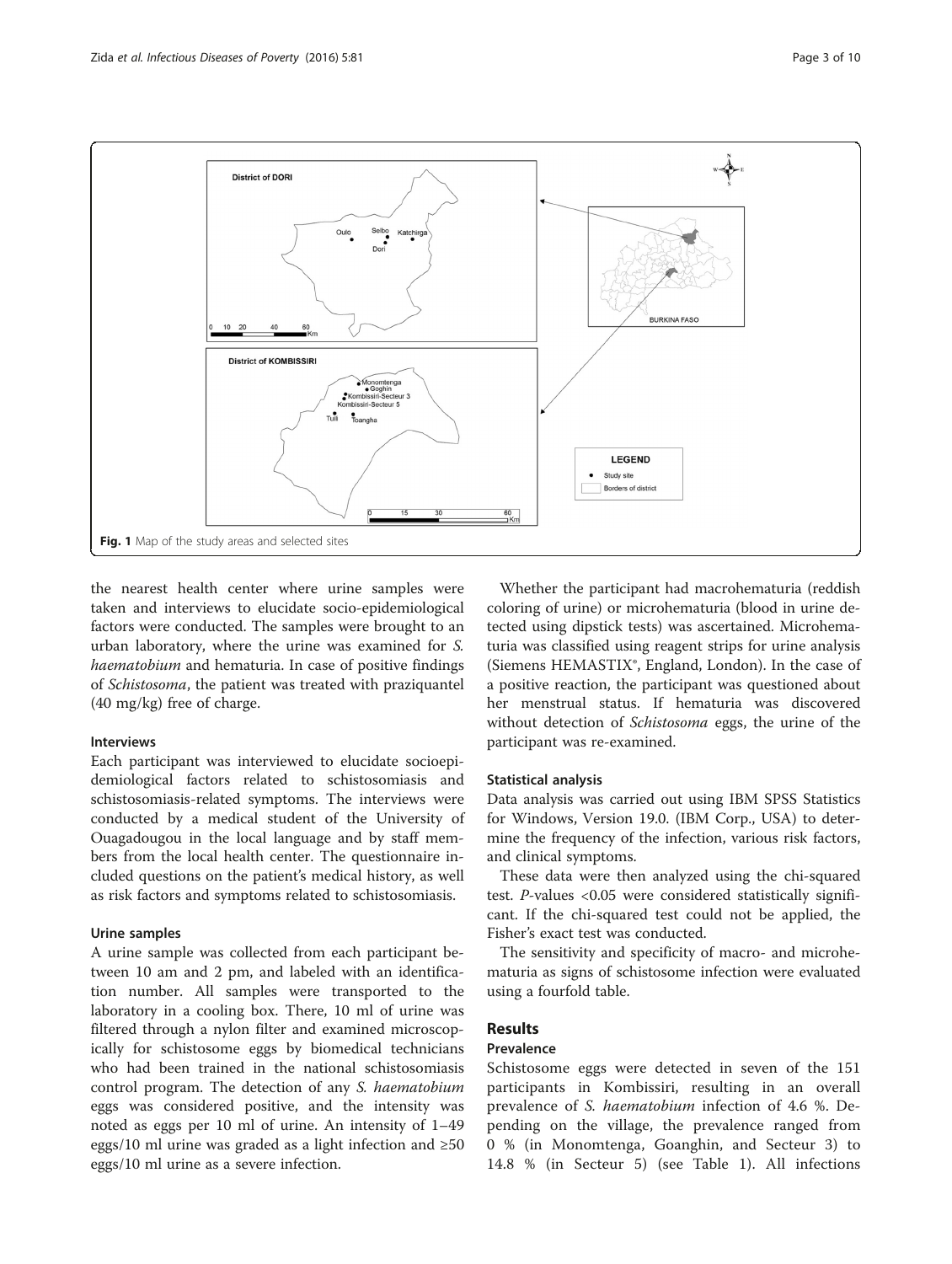Fig. 1 Map of the study areas and selected sites

the nearest health center where urine samples were taken and interviews to elucidate socio-epidemiological factors were conducted. The samples were brought to an urban laboratory, where the urine was examined for *S. haematobium* and hematuria. In case of positive findings of *Schistosoma*, the patient was treated with praziquantel (40 mg/kg) free of charge.

### Interviews

Each participant was interviewed to elucidate socioepidemiological factors related to schistosomiasis and schistosomiasis-related symptoms. The interviews were conducted by a medical student of the University of Ouagadougou in the local language and by staff members from the local health center. The questionnaire included questions on the patient's medical history, as well as risk factors and symptoms related to schistosomiasis.

### Urine samples

A urine sample was collected from each participant between 10 am and 2 pm, and labeled with an identification number. All samples were transported to the laboratory in a cooling box. There, 10 ml of urine was filtered through a nylon filter and examined microscopically for schistosome eggs by biomedical technicians who had been trained in the national schistosomiasis control program. The detection of any *S. haematobium* eggs was considered positive, and the intensity was noted as eggs per 10 ml of urine. An intensity of 1–49 eggs/10 ml urine was graded as a light infection and ≥50 eggs/10 ml urine as a severe infection.

Whether the participant had macrohematuria (reddish coloring of urine) or microhematuria (blood in urine detected using dipstick tests) was ascertained. Microhematuria was classified using reagent strips for urine analysis (Siemens HEMASTIX®, England, London). In the case of a positive reaction, the participant was questioned about her menstrual status. If hematuria was discovered without detection of *Schistosoma* eggs, the urine of the participant was re-examined.

### Statistical analysis

Data analysis was carried out using IBM SPSS Statistics for Windows, Version 19.0. (IBM Corp., USA) to determine the frequency of the infection, various risk factors, and clinical symptoms.

These data were then analyzed using the chi-squared test. *P*-values <0.05 were considered statistically significant. If the chi-squared test could not be applied, the Fisher's exact test was conducted.

The sensitivity and specificity of macro- and microhematuria as signs of schistosome infection were evaluated using a fourfold table.

## Results

### Prevalence

Schistosome eggs were detected in seven of the 151 participants in Kombissiri, resulting in an overall prevalence of *S. haematobium* infection of 4.6 %. Depending on the village, the prevalence ranged from 0 % (in Monomtenga, Goanghin, and Secteur 3) to 14.8 % (in Secteur 5) (see Table 1). All infections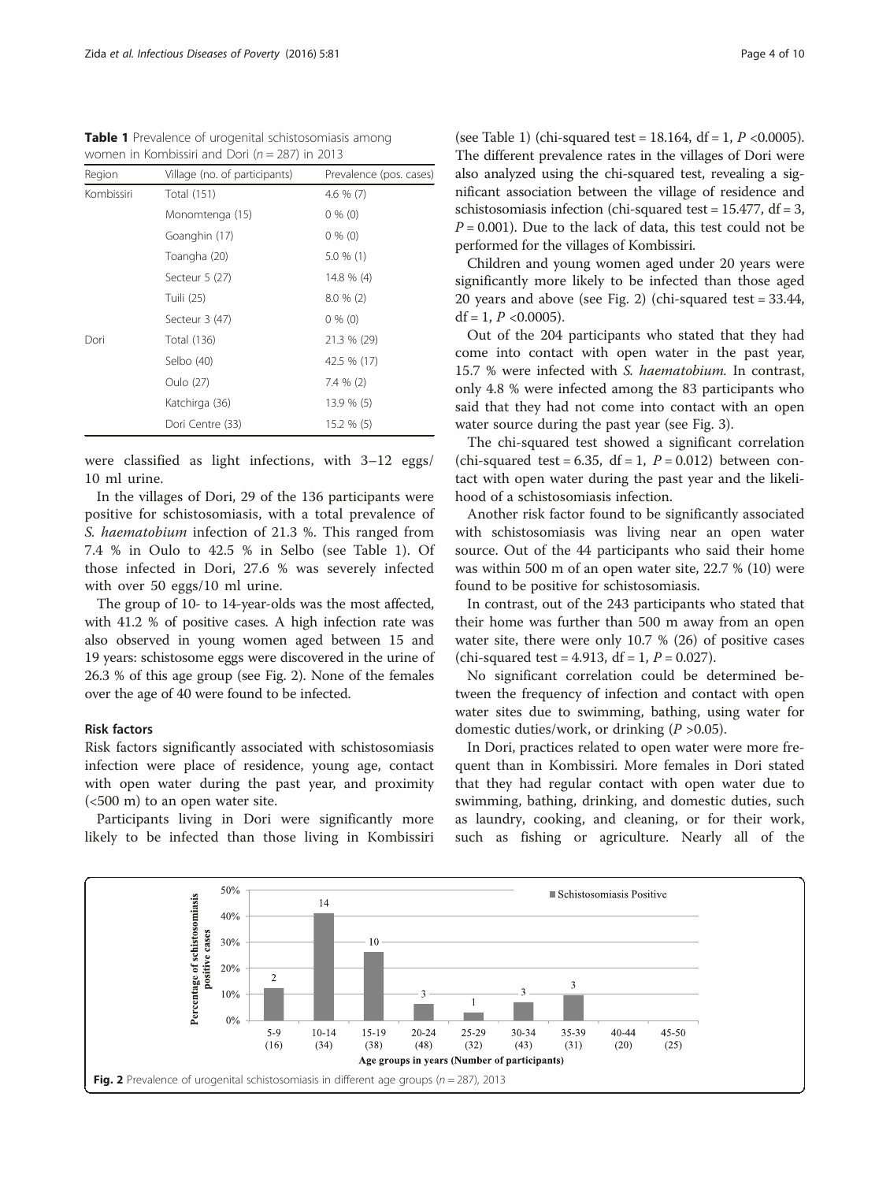**Table 1** Prevalence of urogenital schistosomiasis among women in Kombissiri and Dori ($n = 287$) in 2013

| Region | Village (no. of participants) | Prevalence (pos. cases) |
|---|---|---|
| Kombissiri | Total (151) | 4.6 % (7) |
| | Monomtenga (15) | 0 % (0) |
| | Goanghin (17) | 0 % (0) |
| | Toangha (20) | 5.0 % (1) |
| | Secteur 5 (27) | 14.8 % (4) |
| | Tuili (25) | 8.0 % (2) |
| | Secteur 3 (47) | 0 % (0) |
| Dori | Total (136) | 21.3 % (29) |
| | Selbo (40) | 42.5 % (17) |
| | Oulo (27) | 7.4 % (2) |
| | Katchirga (36) | 13.9 % (5) |
| | Dori Centre (33) | 15.2 % (5) |

were classified as light infections, with 3–12 eggs/10 ml urine.

In the villages of Dori, 29 of the 136 participants were positive for schistosomiasis, with a total prevalence of *S. haematobium* infection of 21.3 %. This ranged from 7.4 % in Oulo to 42.5 % in Selbo (see Table 1). Of those infected in Dori, 27.6 % was severely infected with over 50 eggs/10 ml urine.

The group of 10- to 14-year-olds was the most affected, with 41.2 % of positive cases. A high infection rate was also observed in young women aged between 15 and 19 years: schistosome eggs were discovered in the urine of 26.3 % of this age group (see Fig. 2). None of the females over the age of 40 were found to be infected.

### Risk factors

Risk factors significantly associated with schistosomiasis infection were place of residence, young age, contact with open water during the past year, and proximity (<500 m) to an open water site.

Participants living in Dori were significantly more likely to be infected than those living in Kombissiri (see Table 1) (chi-squared test = 18.164, df = 1, $P < 0.0005$). The different prevalence rates in the villages of Dori were also analyzed using the chi-squared test, revealing a significant association between the village of residence and schistosomiasis infection (chi-squared test = 15.477, df = 3, $P = 0.001$). Due to the lack of data, this test could not be performed for the villages of Kombissiri.

Children and young women aged under 20 years were significantly more likely to be infected than those aged 20 years and above (see Fig. 2) (chi-squared test = 33.44, df = 1, $P < 0.0005$).

Out of the 204 participants who stated that they had come into contact with open water in the past year, 15.7 % were infected with *S. haematobium*. In contrast, only 4.8 % were infected among the 83 participants who said that they had not come into contact with an open water source during the past year (see Fig. 3).

The chi-squared test showed a significant correlation (chi-squared test = 6.35, df = 1, $P = 0.012$) between contact with open water during the past year and the likelihood of a schistosomiasis infection.

Another risk factor found to be significantly associated with schistosomiasis was living near an open water source. Out of the 44 participants who said their home was within 500 m of an open water site, 22.7 % (10) were found to be positive for schistosomiasis.

In contrast, out of the 243 participants who stated that their home was further than 500 m away from an open water site, there were only 10.7 % (26) of positive cases (chi-squared test = 4.913, df = 1, $P = 0.027$).

No significant correlation could be determined between the frequency of infection and contact with open water sites due to swimming, bathing, using water for domestic duties/work, or drinking ($P > 0.05$).

In Dori, practices related to open water were more frequent than in Kombissiri. More females in Dori stated that they had regular contact with open water due to swimming, bathing, drinking, and domestic duties, such as laundry, cooking, and cleaning, or for their work, such as fishing or agriculture. Nearly all of the

**Fig. 2** Prevalence of urogenital schistosomiasis in different age groups ($n = 287$), 2013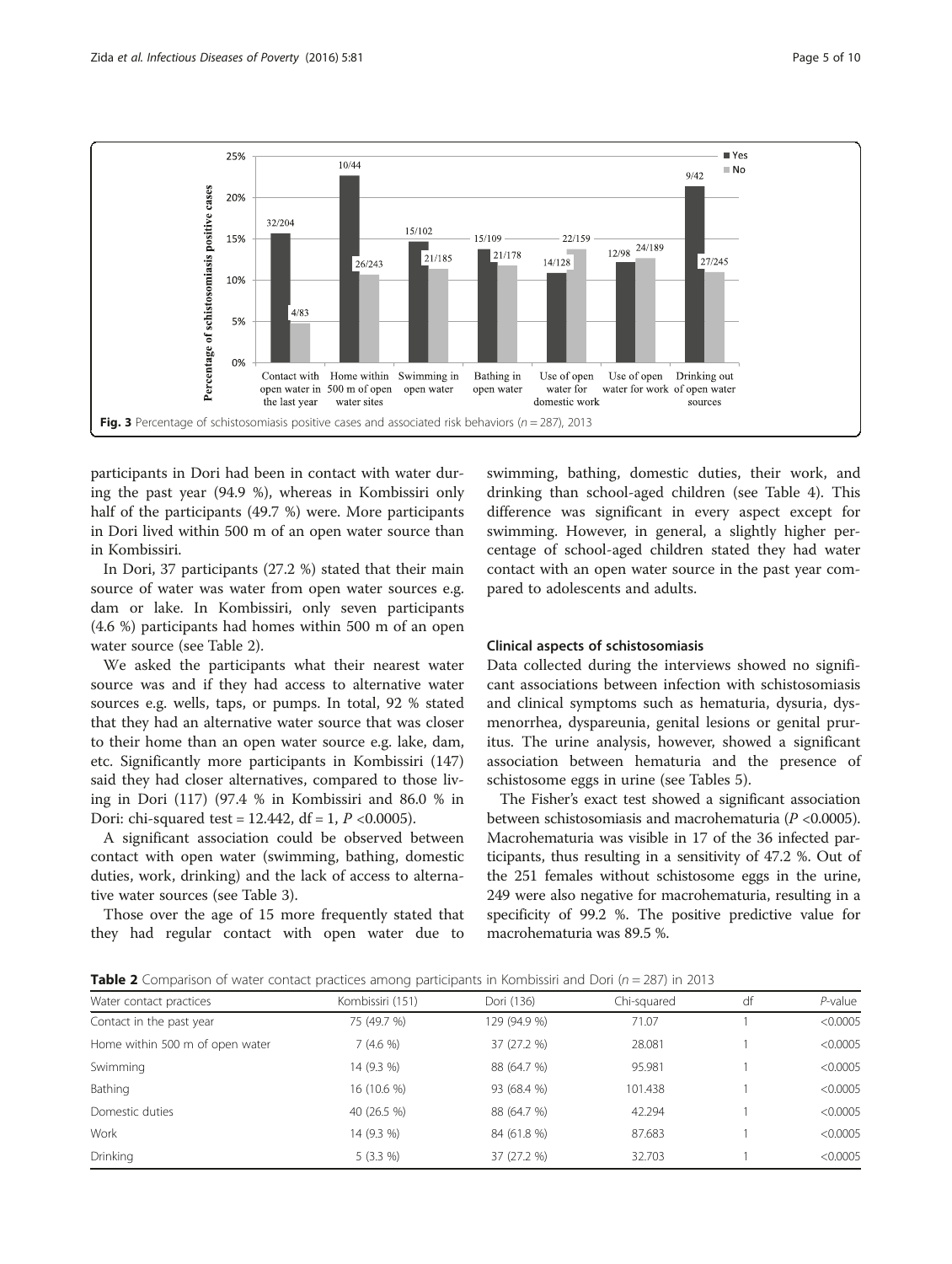Fig. 3 Percentage of schistosomiasis positive cases and associated risk behaviors ($n = 287$), 2013

participants in Dori had been in contact with water during the past year (94.9 %), whereas in Kombissiri only half of the participants (49.7 %) were. More participants in Dori lived within 500 m of an open water source than in Kombissiri.

In Dori, 37 participants (27.2 %) stated that their main source of water was water from open water sources e.g. dam or lake. In Kombissiri, only seven participants (4.6 %) participants had homes within 500 m of an open water source (see Table 2).

We asked the participants what their nearest water source was and if they had access to alternative water sources e.g. wells, taps, or pumps. In total, 92 % stated that they had an alternative water source that was closer to their home than an open water source e.g. lake, dam, etc. Significantly more participants in Kombissiri (147) said they had closer alternatives, compared to those living in Dori (117) (97.4 % in Kombissiri and 86.0 % in Dori: chi-squared test = 12.442, df = 1, $P < 0.0005$).

A significant association could be observed between contact with open water (swimming, bathing, domestic duties, work, drinking) and the lack of access to alternative water sources (see Table 3).

Those over the age of 15 more frequently stated that they had regular contact with open water due to swimming, bathing, domestic duties, their work, and drinking than school-aged children (see Table 4). This difference was significant in every aspect except for swimming. However, in general, a slightly higher percentage of school-aged children stated they had water contact with an open water source in the past year compared to adolescents and adults.

### Clinical aspects of schistosomiasis

Data collected during the interviews showed no significant associations between infection with schistosomiasis and clinical symptoms such as hematuria, dysuria, dysmenorrhea, dyspareunia, genital lesions or genital pruritus. The urine analysis, however, showed a significant association between hematuria and the presence of schistosome eggs in urine (see Tables 5).

The Fisher's exact test showed a significant association between schistosomiasis and macrohematuria ($P < 0.0005$). Macrohematuria was visible in 17 of the 36 infected participants, thus resulting in a sensitivity of 47.2 %. Out of the 251 females without schistosome eggs in the urine, 249 were also negative for macrohematuria, resulting in a specificity of 99.2 %. The positive predictive value for macrohematuria was 89.5 %.

**Table 2** Comparison of water contact practices among participants in Kombissiri and Dori ($n = 287$) in 2013

| Water contact practices | Kombissiri (151) | Dori (136) | Chi-squared | df | *P*-value |
|---|---|---|---|---|---|
| Contact in the past year | 75 (49.7 %) | 129 (94.9 %) | 71.07 | 1 | <0.0005 |
| Home within 500 m of open water | 7 (4.6 %) | 37 (27.2 %) | 28.081 | 1 | <0.0005 |
| Swimming | 14 (9.3 %) | 88 (64.7 %) | 95.981 | 1 | <0.0005 |
| Bathing | 16 (10.6 %) | 93 (68.4 %) | 101.438 | 1 | <0.0005 |
| Domestic duties | 40 (26.5 %) | 88 (64.7 %) | 42.294 | 1 | <0.0005 |
| Work | 14 (9.3 %) | 84 (61.8 %) | 87.683 | 1 | <0.0005 |
| Drinking | 5 (3.3 %) | 37 (27.2 %) | 32.703 | 1 | <0.0005 |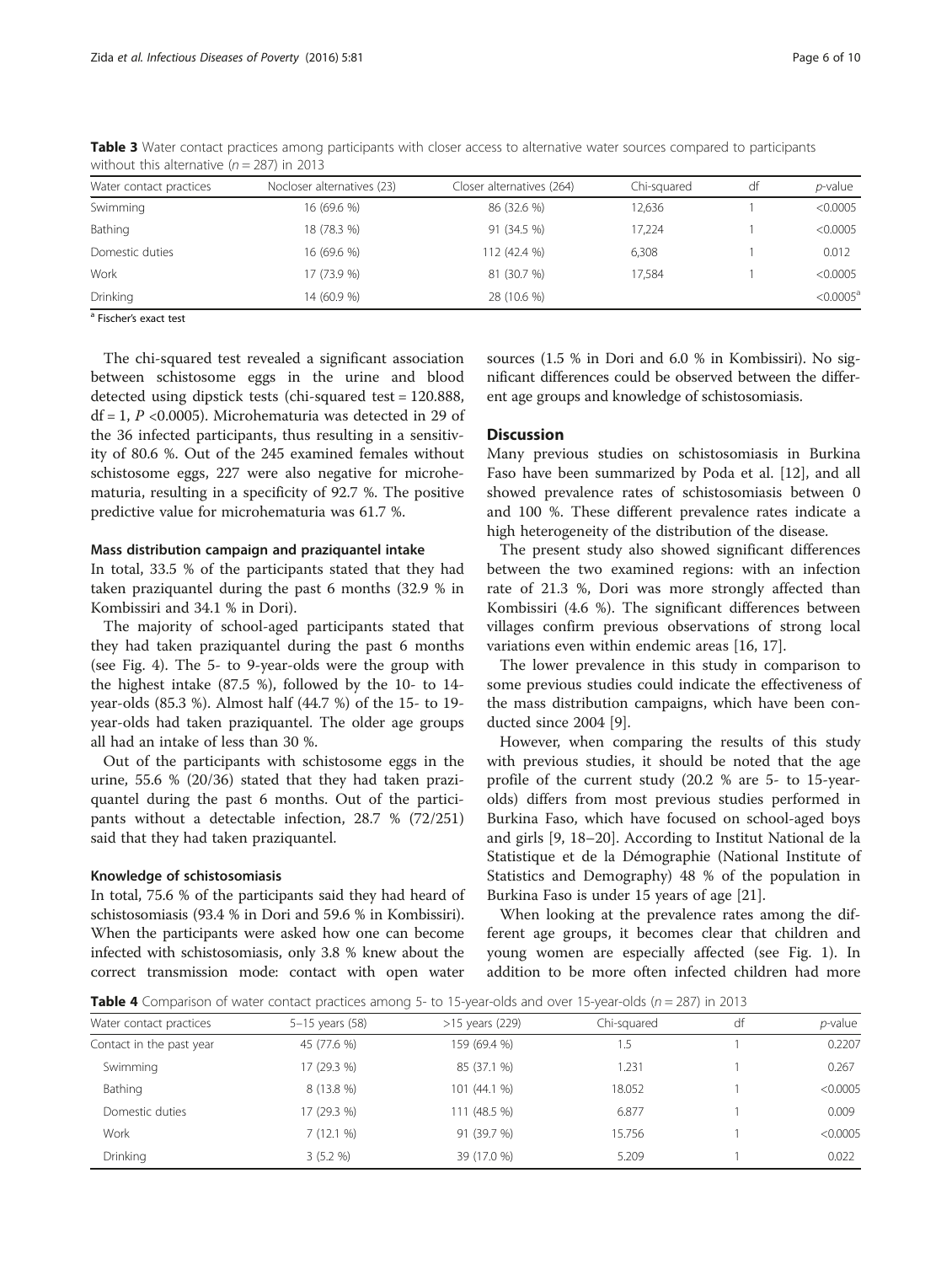**Table 3** Water contact practices among participants with closer access to alternative water sources compared to participants without this alternative ($n = 287$) in 2013

| Water contact practices | Nocloser alternatives (23) | Closer alternatives (264) | Chi-squared | df | *p*-value |
|---|---|---|---|---|---|
| Swimming | 16 (69.6 %) | 86 (32.6 %) | 12,636 | 1 | <0.0005 |
| Bathing | 18 (78.3 %) | 91 (34.5 %) | 17,224 | 1 | <0.0005 |
| Domestic duties | 16 (69.6 %) | 112 (42.4 %) | 6,308 | 1 | 0.012 |
| Work | 17 (73.9 %) | 81 (30.7 %) | 17,584 | 1 | <0.0005 |
| Drinking | 14 (60.9 %) | 28 (10.6 %) | | | <0.0005[a] |

[a] Fischer's exact test

The chi-squared test revealed a significant association between schistosome eggs in the urine and blood detected using dipstick tests (chi-squared test = 120.888, df = 1, $P$ <0.0005). Microhematuria was detected in 29 of the 36 infected participants, thus resulting in a sensitivity of 80.6 %. Out of the 245 examined females without schistosome eggs, 227 were also negative for microhematuria, resulting in a specificity of 92.7 %. The positive predictive value for microhematuria was 61.7 %.

#### Mass distribution campaign and praziquantel intake

In total, 33.5 % of the participants stated that they had taken praziquantel during the past 6 months (32.9 % in Kombissiri and 34.1 % in Dori).

The majority of school-aged participants stated that they had taken praziquantel during the past 6 months (see Fig. 4). The 5- to 9-year-olds were the group with the highest intake (87.5 %), followed by the 10- to 14-year-olds (85.3 %). Almost half (44.7 %) of the 15- to 19-year-olds had taken praziquantel. The older age groups all had an intake of less than 30 %.

Out of the participants with schistosome eggs in the urine, 55.6 % (20/36) stated that they had taken praziquantel during the past 6 months. Out of the participants without a detectable infection, 28.7 % (72/251) said that they had taken praziquantel.

#### Knowledge of schistosomiasis

In total, 75.6 % of the participants said they had heard of schistosomiasis (93.4 % in Dori and 59.6 % in Kombissiri). When the participants were asked how one can become infected with schistosomiasis, only 3.8 % knew about the correct transmission mode: contact with open water sources (1.5 % in Dori and 6.0 % in Kombissiri). No significant differences could be observed between the different age groups and knowledge of schistosomiasis.

## Discussion

Many previous studies on schistosomiasis in Burkina Faso have been summarized by Poda et al. [12], and all showed prevalence rates of schistosomiasis between 0 and 100 %. These different prevalence rates indicate a high heterogeneity of the distribution of the disease.

The present study also showed significant differences between the two examined regions: with an infection rate of 21.3 %, Dori was more strongly affected than Kombissiri (4.6 %). The significant differences between villages confirm previous observations of strong local variations even within endemic areas [16, 17].

The lower prevalence in this study in comparison to some previous studies could indicate the effectiveness of the mass distribution campaigns, which have been conducted since 2004 [9].

However, when comparing the results of this study with previous studies, it should be noted that the age profile of the current study (20.2 % are 5- to 15-year-olds) differs from most previous studies performed in Burkina Faso, which have focused on school-aged boys and girls [9, 18–20]. According to Institut National de la Statistique et de la Démographie (National Institute of Statistics and Demography) 48 % of the population in Burkina Faso is under 15 years of age [21].

When looking at the prevalence rates among the different age groups, it becomes clear that children and young women are especially affected (see Fig. 1). In addition to be more often infected children had more

**Table 4** Comparison of water contact practices among 5- to 15-year-olds and over 15-year-olds ($n = 287$) in 2013

| Water contact practices | 5–15 years (58) | >15 years (229) | Chi-squared | df | *p*-value |
|---|---|---|---|---|---|
| Contact in the past year | 45 (77.6 %) | 159 (69.4 %) | 1.5 | 1 | 0.2207 |
| Swimming | 17 (29.3 %) | 85 (37.1 %) | 1.231 | 1 | 0.267 |
| Bathing | 8 (13.8 %) | 101 (44.1 %) | 18.052 | 1 | <0.0005 |
| Domestic duties | 17 (29.3 %) | 111 (48.5 %) | 6.877 | 1 | 0.009 |
| Work | 7 (12.1 %) | 91 (39.7 %) | 15.756 | 1 | <0.0005 |
| Drinking | 3 (5.2 %) | 39 (17.0 %) | 5.209 | 1 | 0.022 |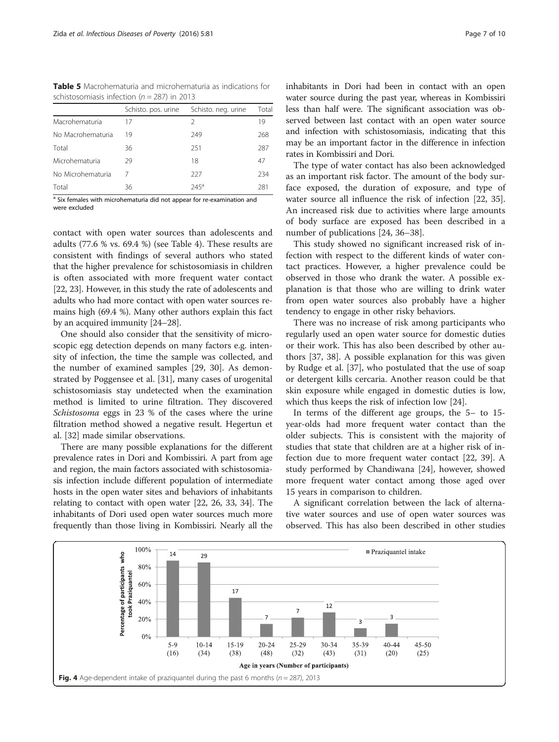**Table 5** Macrohematuria and microhematuria as indications for schistosomiasis infection ($n = 287$) in 2013

| | Schisto. pos. urine | Schisto. neg. urine | Total |
|---|---|---|---|
| Macrohematuria | 17 | 2 | 19 |
| No Macrohematuria | 19 | 249 | 268 |
| Total | 36 | 251 | 287 |
| Microhematuria | 29 | 18 | 47 |
| No Microhematuria | 7 | 227 | 234 |
| Total | 36 | 245[a] | 281 |

[a] Six females with microhematuria did not appear for re-examination and were excluded

contact with open water sources than adolescents and adults (77.6 % vs. 69.4 %) (see Table 4). These results are consistent with findings of several authors who stated that the higher prevalence for schistosomiasis in children is often associated with more frequent water contact [22, 23]. However, in this study the rate of adolescents and adults who had more contact with open water sources remains high (69.4 %). Many other authors explain this fact by an acquired immunity [24–28].

One should also consider that the sensitivity of microscopic egg detection depends on many factors e.g. intensity of infection, the time the sample was collected, and the number of examined samples [29, 30]. As demonstrated by Poggensee et al. [31], many cases of urogenital schistosomiasis stay undetected when the examination method is limited to urine filtration. They discovered *Schistosoma* eggs in 23 % of the cases where the urine filtration method showed a negative result. Hegertun et al. [32] made similar observations.

There are many possible explanations for the different prevalence rates in Dori and Kombissiri. A part from age and region, the main factors associated with schistosomiasis infection include different population of intermediate hosts in the open water sites and behaviors of inhabitants relating to contact with open water [22, 26, 33, 34]. The inhabitants of Dori used open water sources much more frequently than those living in Kombissiri. Nearly all the inhabitants in Dori had been in contact with an open water source during the past year, whereas in Kombissiri less than half were. The significant association was observed between last contact with an open water source and infection with schistosomiasis, indicating that this may be an important factor in the difference in infection rates in Kombissiri and Dori.

The type of water contact has also been acknowledged as an important risk factor. The amount of the body surface exposed, the duration of exposure, and type of water source all influence the risk of infection [22, 35]. An increased risk due to activities where large amounts of body surface are exposed has been described in a number of publications [24, 36–38].

This study showed no significant increased risk of infection with respect to the different kinds of water contact practices. However, a higher prevalence could be observed in those who drank the water. A possible explanation is that those who are willing to drink water from open water sources also probably have a higher tendency to engage in other risky behaviors.

There was no increase of risk among participants who regularly used an open water source for domestic duties or their work. This has also been described by other authors [37, 38]. A possible explanation for this was given by Rudge et al. [37], who postulated that the use of soap or detergent kills cercaria. Another reason could be that skin exposure while engaged in domestic duties is low, which thus keeps the risk of infection low [24].

In terms of the different age groups, the 5– to 15-year-olds had more frequent water contact than the older subjects. This is consistent with the majority of studies that state that children are at a higher risk of infection due to more frequent water contact [22, 39]. A study performed by Chandiwana [24], however, showed more frequent water contact among those aged over 15 years in comparison to children.

A significant correlation between the lack of alternative water sources and use of open water sources was observed. This has also been described in other studies

**Fig. 4** Age-dependent intake of praziquantel during the past 6 months ($n = 287$), 2013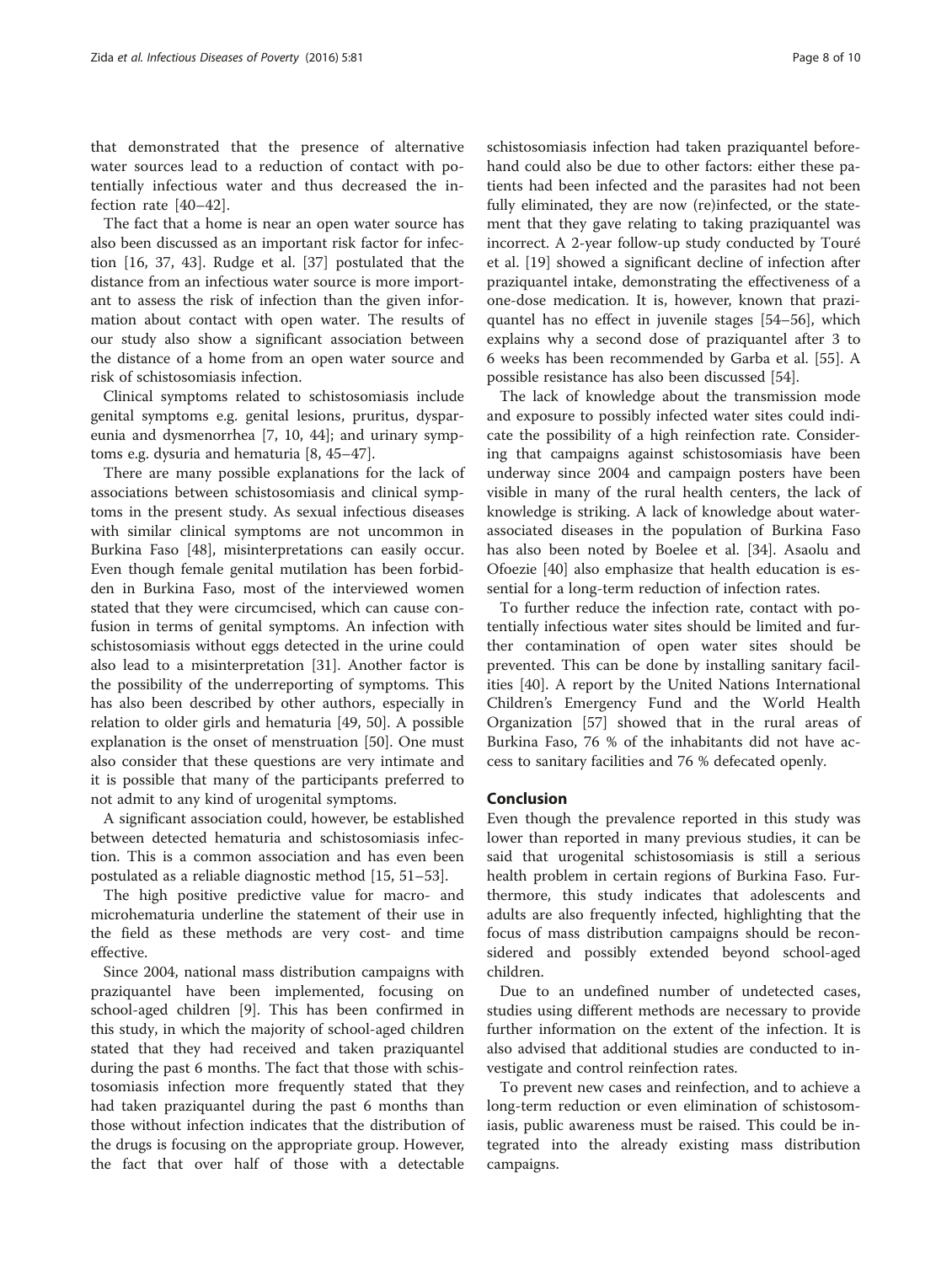that demonstrated that the presence of alternative water sources lead to a reduction of contact with potentially infectious water and thus decreased the infection rate [40–42].

The fact that a home is near an open water source has also been discussed as an important risk factor for infection [16, 37, 43]. Rudge et al. [37] postulated that the distance from an infectious water source is more important to assess the risk of infection than the given information about contact with open water. The results of our study also show a significant association between the distance of a home from an open water source and risk of schistosomiasis infection.

Clinical symptoms related to schistosomiasis include genital symptoms e.g. genital lesions, pruritus, dyspareunia and dysmenorrhea [7, 10, 44]; and urinary symptoms e.g. dysuria and hematuria [8, 45–47].

There are many possible explanations for the lack of associations between schistosomiasis and clinical symptoms in the present study. As sexual infectious diseases with similar clinical symptoms are not uncommon in Burkina Faso [48], misinterpretations can easily occur. Even though female genital mutilation has been forbidden in Burkina Faso, most of the interviewed women stated that they were circumcised, which can cause confusion in terms of genital symptoms. An infection with schistosomiasis without eggs detected in the urine could also lead to a misinterpretation [31]. Another factor is the possibility of the underreporting of symptoms. This has also been described by other authors, especially in relation to older girls and hematuria [49, 50]. A possible explanation is the onset of menstruation [50]. One must also consider that these questions are very intimate and it is possible that many of the participants preferred to not admit to any kind of urogenital symptoms.

A significant association could, however, be established between detected hematuria and schistosomiasis infection. This is a common association and has even been postulated as a reliable diagnostic method [15, 51–53].

The high positive predictive value for macro- and microhematuria underline the statement of their use in the field as these methods are very cost- and time effective.

Since 2004, national mass distribution campaigns with praziquantel have been implemented, focusing on school-aged children [9]. This has been confirmed in this study, in which the majority of school-aged children stated that they had received and taken praziquantel during the past 6 months. The fact that those with schistosomiasis infection more frequently stated that they had taken praziquantel during the past 6 months than those without infection indicates that the distribution of the drugs is focusing on the appropriate group. However, the fact that over half of those with a detectable schistosomiasis infection had taken praziquantel beforehand could also be due to other factors: either these patients had been infected and the parasites had not been fully eliminated, they are now (re)infected, or the statement that they gave relating to taking praziquantel was incorrect. A 2-year follow-up study conducted by Touré et al. [19] showed a significant decline of infection after praziquantel intake, demonstrating the effectiveness of a one-dose medication. It is, however, known that praziquantel has no effect in juvenile stages [54–56], which explains why a second dose of praziquantel after 3 to 6 weeks has been recommended by Garba et al. [55]. A possible resistance has also been discussed [54].

The lack of knowledge about the transmission mode and exposure to possibly infected water sites could indicate the possibility of a high reinfection rate. Considering that campaigns against schistosomiasis have been underway since 2004 and campaign posters have been visible in many of the rural health centers, the lack of knowledge is striking. A lack of knowledge about water-associated diseases in the population of Burkina Faso has also been noted by Boelee et al. [34]. Asaolu and Ofoezie [40] also emphasize that health education is essential for a long-term reduction of infection rates.

To further reduce the infection rate, contact with potentially infectious water sites should be limited and further contamination of open water sites should be prevented. This can be done by installing sanitary facilities [40]. A report by the United Nations International Children's Emergency Fund and the World Health Organization [57] showed that in the rural areas of Burkina Faso, 76 % of the inhabitants did not have access to sanitary facilities and 76 % defecated openly.

## Conclusion

Even though the prevalence reported in this study was lower than reported in many previous studies, it can be said that urogenital schistosomiasis is still a serious health problem in certain regions of Burkina Faso. Furthermore, this study indicates that adolescents and adults are also frequently infected, highlighting that the focus of mass distribution campaigns should be reconsidered and possibly extended beyond school-aged children.

Due to an undefined number of undetected cases, studies using different methods are necessary to provide further information on the extent of the infection. It is also advised that additional studies are conducted to investigate and control reinfection rates.

To prevent new cases and reinfection, and to achieve a long-term reduction or even elimination of schistosomiasis, public awareness must be raised. This could be integrated into the already existing mass distribution campaigns.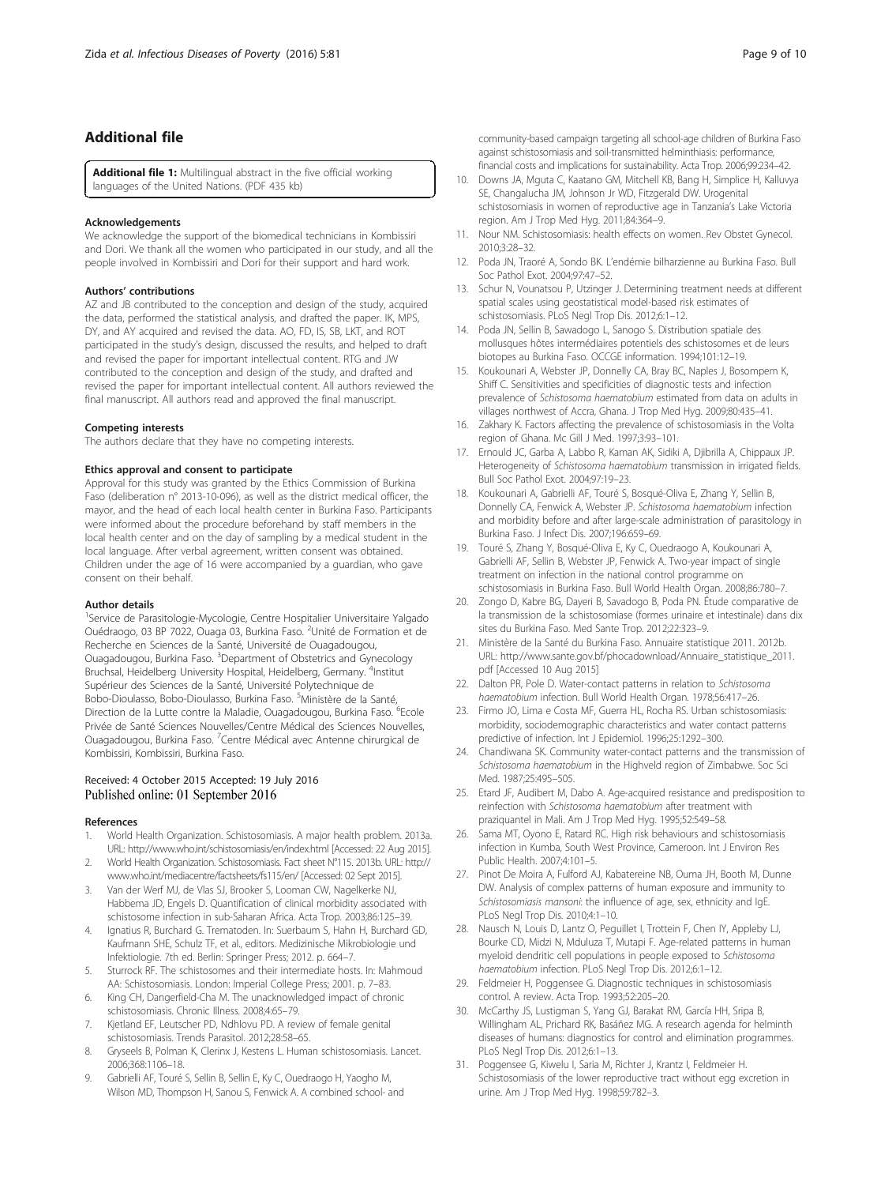## Additional file

**Additional file 1:** Multilingual abstract in the five official working languages of the United Nations. (PDF 435 kb)

#### Acknowledgements

We acknowledge the support of the biomedical technicians in Kombissiri and Dori. We thank all the women who participated in our study, and all the people involved in Kombissiri and Dori for their support and hard work.

#### Authors' contributions

AZ and JB contributed to the conception and design of the study, acquired the data, performed the statistical analysis, and drafted the paper. IK, MPS, DY, and AY acquired and revised the data. AO, FD, IS, SB, LKT, and ROT participated in the study's design, discussed the results, and helped to draft and revised the paper for important intellectual content. RTG and JW contributed to the conception and design of the study, and drafted and revised the paper for important intellectual content. All authors reviewed the final manuscript. All authors read and approved the final manuscript.

#### Competing interests

The authors declare that they have no competing interests.

#### Ethics approval and consent to participate

Approval for this study was granted by the Ethics Commission of Burkina Faso (deliberation n° 2013-10-096), as well as the district medical officer, the mayor, and the head of each local health center in Burkina Faso. Participants were informed about the procedure beforehand by staff members in the local health center and on the day of sampling by a medical student in the local language. After verbal agreement, written consent was obtained. Children under the age of 16 were accompanied by a guardian, who gave consent on their behalf.

#### Author details

[1]Service de Parasitologie-Mycologie, Centre Hospitalier Universitaire Yalgado Ouédraogo, 03 BP 7022, Ouaga 03, Burkina Faso. [2]Unité de Formation et de Recherche en Sciences de la Santé, Université de Ouagadougou, Ouagadougou, Burkina Faso. [3]Department of Obstetrics and Gynecology Bruchsal, Heidelberg University Hospital, Heidelberg, Germany. [4]Institut Supérieur des Sciences de la Santé, Université Polytechnique de Bobo-Dioulasso, Bobo-Dioulasso, Burkina Faso. [5]Ministère de la Santé, Direction de la Lutte contre la Maladie, Ouagadougou, Burkina Faso. [6]Ecole Privée de Santé Sciences Nouvelles/Centre Médical des Sciences Nouvelles, Ouagadougou, Burkina Faso. [7]Centre Médical avec Antenne chirurgical de Kombissiri, Kombissiri, Burkina Faso.

Received: 4 October 2015 Accepted: 19 July 2016
Published online: 01 September 2016

#### References

1. World Health Organization. Schistosomiasis. A major health problem. 2013a. URL: http://www.who.int/schistosomiasis/en/index.html [Accessed: 22 Aug 2015].
2. World Health Organization. Schistosomiasis. Fact sheet N°115. 2013b. URL: http://www.who.int/mediacentre/factsheets/fs115/en/ [Accessed: 02 Sept 2015].
3. Van der Werf MJ, de Vlas SJ, Brooker S, Looman CW, Nagelkerke NJ, Habbema JD, Engels D. Quantification of clinical morbidity associated with schistosome infection in sub-Saharan Africa. Acta Trop. 2003;86:125–39.
4. Ignatius R, Burchard G. Trematoden. In: Suerbaum S, Hahn H, Burchard GD, Kaufmann SHE, Schulz TF, et al., editors. Medizinische Mikrobiologie und Infektiologie. 7th ed. Berlin: Springer Press; 2012. p. 664–7.
5. Sturrock RF. The schistosomes and their intermediate hosts. In: Mahmoud AA: Schistosomiasis. London: Imperial College Press; 2001. p. 7–83.
6. King CH, Dangerfield-Cha M. The unacknowledged impact of chronic schistosomiasis. Chronic Illness. 2008;4:65–79.
7. Kjetland EF, Leutscher PD, Ndhlovu PD. A review of female genital schistosomiasis. Trends Parasitol. 2012;28:58–65.
8. Gryseels B, Polman K, Clerinx J, Kestens L. Human schistosomiasis. Lancet. 2006;368:1106–18.
9. Gabrielli AF, Touré S, Sellin B, Sellin E, Ky C, Ouedraogo H, Yaogho M, Wilson MD, Thompson H, Sanou S, Fenwick A. A combined school- and community-based campaign targeting all school-age children of Burkina Faso against schistosomiasis and soil-transmitted helminthiasis: performance, financial costs and implications for sustainability. Acta Trop. 2006;99:234–42.
10. Downs JA, Mguta C, Kaatano GM, Mitchell KB, Bang H, Simplice H, Kalluvya SE, Changalucha JM, Johnson Jr WD, Fitzgerald DW. Urogenital schistosomiasis in women of reproductive age in Tanzania's Lake Victoria region. Am J Trop Med Hyg. 2011;84:364–9.
11. Nour NM. Schistosomiasis: health effects on women. Rev Obstet Gynecol. 2010;3:28–32.
12. Poda JN, Traoré A, Sondo BK. L'endémie bilharzienne au Burkina Faso. Bull Soc Pathol Exot. 2004;97:47–52.
13. Schur N, Vounatsou P, Utzinger J. Determining treatment needs at different spatial scales using geostatistical model-based risk estimates of schistosomiasis. PLoS Negl Trop Dis. 2012;6:1–12.
14. Poda JN, Sellin B, Sawadogo L, Sanogo S. Distribution spatiale des mollusques hôtes intermédiaires potentiels des schistosomes et de leurs biotopes au Burkina Faso. OCCGE information. 1994;101:12–19.
15. Koukounari A, Webster JP, Donnelly CA, Bray BC, Naples J, Bosompem K, Shiff C. Sensitivities and specificities of diagnostic tests and infection prevalence of *Schistosoma haematobium* estimated from data on adults in villages northwest of Accra, Ghana. J Trop Med Hyg. 2009;80:435–41.
16. Zakhary K. Factors affecting the prevalence of schistosomiasis in the Volta region of Ghana. Mc Gill J Med. 1997;3:93–101.
17. Ernould JC, Garba A, Labbo R, Kaman AK, Sidiki A, Djibrilla A, Chippaux JP. Heterogeneity of *Schistosoma haematobium* transmission in irrigated fields. Bull Soc Pathol Exot. 2004;97:19–23.
18. Koukounari A, Gabrielli AF, Touré S, Bosqué-Oliva E, Zhang Y, Sellin B, Donnelly CA, Fenwick A, Webster JP. *Schistosoma haematobium* infection and morbidity before and after large-scale administration of parasitology in Burkina Faso. J Infect Dis. 2007;196:659–69.
19. Touré S, Zhang Y, Bosqué-Oliva E, Ky C, Ouedraogo A, Koukounari A, Gabrielli AF, Sellin B, Webster JP, Fenwick A. Two-year impact of single treatment on infection in the national control programme on schistosomiasis in Burkina Faso. Bull World Health Organ. 2008;86:780–7.
20. Zongo D, Kabre BG, Dayeri B, Savadogo B, Poda PN. Étude comparative de la transmission de la schistosomiase (formes urinaire et intestinale) dans dix sites du Burkina Faso. Med Sante Trop. 2012;22:323–9.
21. Ministère de la Santé du Burkina Faso. Annuaire statistique 2011. 2012b. URL: http://www.sante.gov.bf/phocadownload/Annuaire_statistique_2011.pdf [Accessed 10 Aug 2015]
22. Dalton PR, Pole D. Water-contact patterns in relation to *Schistosoma haematobium* infection. Bull World Health Organ. 1978;56:417–26.
23. Firmo JO, Lima e Costa MF, Guerra HL, Rocha RS. Urban schistosomiasis: morbidity, sociodemographic characteristics and water contact patterns predictive of infection. Int J Epidemiol. 1996;25:1292–300.
24. Chandiwana SK. Community water-contact patterns and the transmission of *Schistosoma haematobium* in the Highveld region of Zimbabwe. Soc Sci Med. 1987;25:495–505.
25. Etard JF, Audibert M, Dabo A. Age-acquired resistance and predisposition to reinfection with *Schistosoma haematobium* after treatment with praziquantel in Mali. Am J Trop Med Hyg. 1995;52:549–58.
26. Sama MT, Oyono E, Ratard RC. High risk behaviours and schistosomiasis infection in Kumba, South West Province, Cameroon. Int J Environ Res Public Health. 2007;4:101–5.
27. Pinot De Moira A, Fulford AJ, Kabatereine NB, Ouma JH, Booth M, Dunne DW. Analysis of complex patterns of human exposure and immunity to *Schistosomiasis mansoni*: the influence of age, sex, ethnicity and IgE. PLoS Negl Trop Dis. 2010;4:1–10.
28. Nausch N, Louis D, Lantz O, Peguillet I, Trottein F, Chen IY, Appleby LJ, Bourke CD, Midzi N, Mduluza T, Mutapi F. Age-related patterns in human myeloid dendritic cell populations in people exposed to *Schistosoma haematobium* infection. PLoS Negl Trop Dis. 2012;6:1–12.
29. Feldmeier H, Poggensee G. Diagnostic techniques in schistosomiasis control. A review. Acta Trop. 1993;52:205–20.
30. McCarthy JS, Lustigman S, Yang GJ, Barakat RM, García HH, Sripa B, Willingham AL, Prichard RK, Basáñez MG. A research agenda for helminth diseases of humans: diagnostics for control and elimination programmes. PLoS Negl Trop Dis. 2012;6:1–13.
31. Poggensee G, Kiwelu I, Saria M, Richter J, Krantz I, Feldmeier H. Schistosomiasis of the lower reproductive tract without egg excretion in urine. Am J Trop Med Hyg. 1998;59:782–3.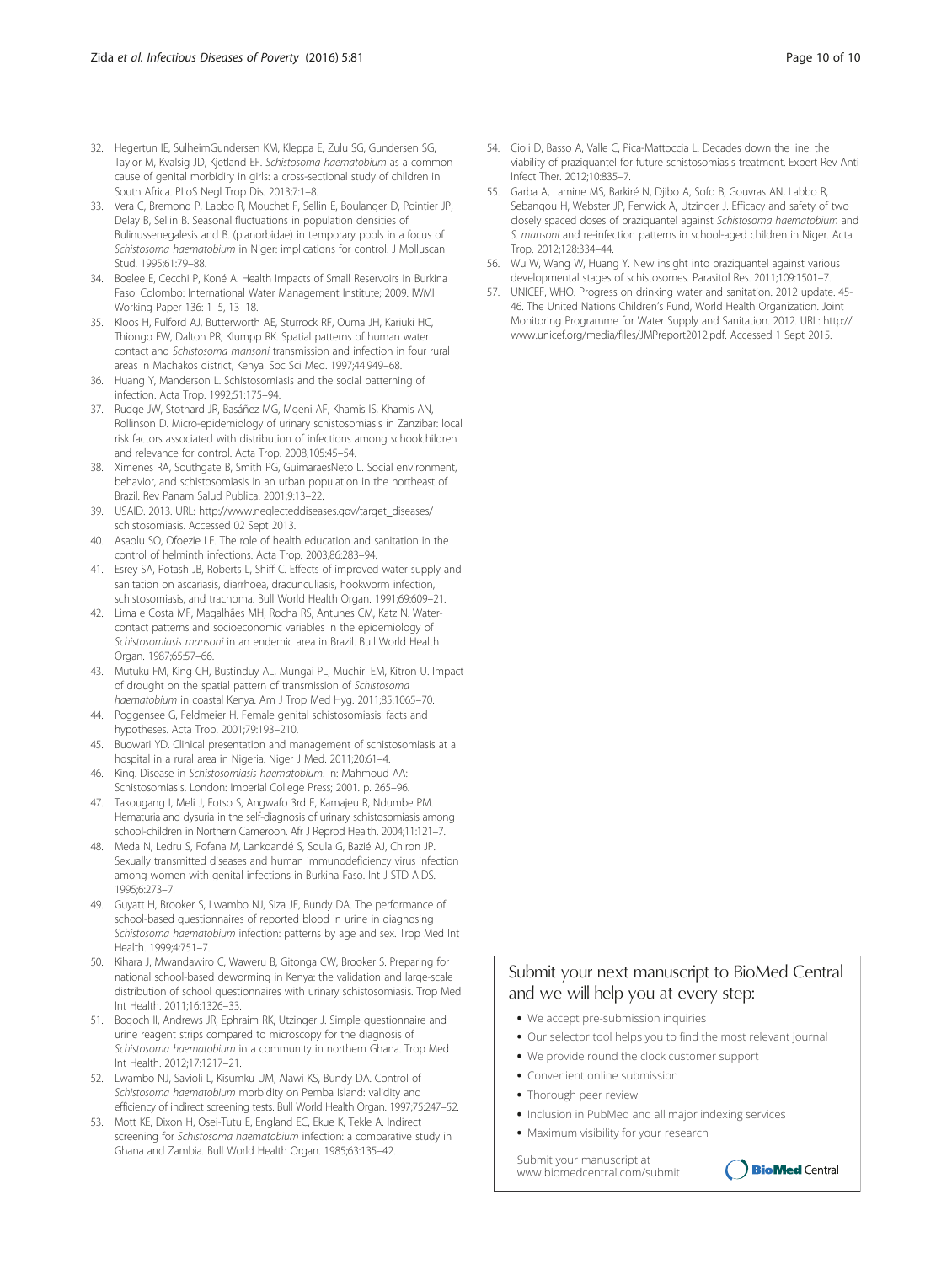32. Hegertun IE, SulheimGundersen KM, Kleppa E, Zulu SG, Gundersen SG, Taylor M, Kvalsig JD, Kjetland EF. *Schistosoma haematobium* as a common cause of genital morbidiry in girls: a cross-sectional study of children in South Africa. PLoS Negl Trop Dis. 2013;7:1–8.
33. Vera C, Bremond P, Labbo R, Mouchet F, Sellin E, Boulanger D, Pointier JP, Delay B, Sellin B. Seasonal fluctuations in population densities of Bulinussenegalesis and B. (planorbidae) in temporary pools in a focus of *Schistosoma haematobium* in Niger: implications for control. J Molluscan Stud. 1995;61:79–88.
34. Boelee E, Cecchi P, Koné A. Health Impacts of Small Reservoirs in Burkina Faso. Colombo: International Water Management Institute; 2009. IWMI Working Paper 136: 1–5, 13–18.
35. Kloos H, Fulford AJ, Butterworth AE, Sturrock RF, Ouma JH, Kariuki HC, Thiongo FW, Dalton PR, Klumpp RK. Spatial patterns of human water contact and *Schistosoma mansoni* transmission and infection in four rural areas in Machakos district, Kenya. Soc Sci Med. 1997;44:949–68.
36. Huang Y, Manderson L. Schistosomiasis and the social patterning of infection. Acta Trop. 1992;51:175–94.
37. Rudge JW, Stothard JR, Basáñez MG, Mgeni AF, Khamis IS, Khamis AN, Rollinson D. Micro-epidemiology of urinary schistosomiasis in Zanzibar: local risk factors associated with distribution of infections among schoolchildren and relevance for control. Acta Trop. 2008;105:45–54.
38. Ximenes RA, Southgate B, Smith PG, GuimaraesNeto L. Social environment, behavior, and schistosomiasis in an urban population in the northeast of Brazil. Rev Panam Salud Publica. 2001;9:13–22.
39. USAID. 2013. URL: http://www.neglecteddiseases.gov/target_diseases/schistosomiasis. Accessed 02 Sept 2013.
40. Asaolu SO, Ofoezie LE. The role of health education and sanitation in the control of helminth infections. Acta Trop. 2003;86:283–94.
41. Esrey SA, Potash JB, Roberts L, Shiff C. Effects of improved water supply and sanitation on ascariasis, diarrhoea, dracunculiasis, hookworm infection, schistosomiasis, and trachoma. Bull World Health Organ. 1991;69:609–21.
42. Lima e Costa MF, Magalhães MH, Rocha RS, Antunes CM, Katz N. Water-contact patterns and socioeconomic variables in the epidemiology of *Schistosomiasis mansoni* in an endemic area in Brazil. Bull World Health Organ. 1987;65:57–66.
43. Mutuku FM, King CH, Bustinduy AL, Mungai PL, Muchiri EM, Kitron U. Impact of drought on the spatial pattern of transmission of *Schistosoma haematobium* in coastal Kenya. Am J Trop Med Hyg. 2011;85:1065–70.
44. Poggensee G, Feldmeier H. Female genital schistosomiasis: facts and hypotheses. Acta Trop. 2001;79:193–210.
45. Buowari YD. Clinical presentation and management of schistosomiasis at a hospital in a rural area in Nigeria. Niger J Med. 2011;20:61–4.
46. King. Disease in *Schistosomiasis haematobium*. In: Mahmoud AA: Schistosomiasis. London: Imperial College Press; 2001. p. 265–96.
47. Takougang I, Meli J, Fotso S, Angwafo 3rd F, Kamajeu R, Ndumbe PM. Hematuria and dysuria in the self-diagnosis of urinary schistosomiasis among school-children in Northern Cameroon. Afr J Reprod Health. 2004;11:121–7.
48. Meda N, Ledru S, Fofana M, Lankoandé S, Soula G, Bazié AJ, Chiron JP. Sexually transmitted diseases and human immunodeficiency virus infection among women with genital infections in Burkina Faso. Int J STD AIDS. 1995;6:273–7.
49. Guyatt H, Brooker S, Lwambo NJ, Siza JE, Bundy DA. The performance of school-based questionnaires of reported blood in urine in diagnosing *Schistosoma haematobium* infection: patterns by age and sex. Trop Med Int Health. 1999;4:751–7.
50. Kihara J, Mwandawiro C, Waweru B, Gitonga CW, Brooker S. Preparing for national school-based deworming in Kenya: the validation and large-scale distribution of school questionnaires with urinary schistosomiasis. Trop Med Int Health. 2011;16:1326–33.
51. Bogoch II, Andrews JR, Ephraim RK, Utzinger J. Simple questionnaire and urine reagent strips compared to microscopy for the diagnosis of *Schistosoma haematobium* in a community in northern Ghana. Trop Med Int Health. 2012;17:1217–21.
52. Lwambo NJ, Savioli L, Kisumku UM, Alawi KS, Bundy DA. Control of *Schistosoma haematobium* morbidity on Pemba Island: validity and efficiency of indirect screening tests. Bull World Health Organ. 1997;75:247–52.
53. Mott KE, Dixon H, Osei-Tutu E, England EC, Ekue K, Tekle A. Indirect screening for *Schistosoma haematobium* infection: a comparative study in Ghana and Zambia. Bull World Health Organ. 1985;63:135–42.
54. Cioli D, Basso A, Valle C, Pica-Mattoccia L. Decades down the line: the viability of praziquantel for future schistosomiasis treatment. Expert Rev Anti Infect Ther. 2012;10:835–7.
55. Garba A, Lamine MS, Barkiré N, Djibo A, Sofo B, Gouvras AN, Labbo R, Sebangou H, Webster JP, Fenwick A, Utzinger J. Efficacy and safety of two closely spaced doses of praziquantel against *Schistosoma haematobium* and *S. mansoni* and re-infection patterns in school-aged children in Niger. Acta Trop. 2012;128:334–44.
56. Wu W, Wang W, Huang Y. New insight into praziquantel against various developmental stages of schistosomes. Parasitol Res. 2011;109:1501–7.
57. UNICEF, WHO. Progress on drinking water and sanitation. 2012 update. 45-46. The United Nations Children's Fund, World Health Organization. Joint Monitoring Programme for Water Supply and Sanitation. 2012. URL: http://www.unicef.org/media/files/JMPreport2012.pdf. Accessed 1 Sept 2015.

Submit your next manuscript to BioMed Central and we will help you at every step:

- We accept pre-submission inquiries
- Our selector tool helps you to find the most relevant journal
- We provide round the clock customer support
- Convenient online submission
- Thorough peer review
- Inclusion in PubMed and all major indexing services
- Maximum visibility for your research

Submit your manuscript at www.biomedcentral.com/submit

BioMed Central